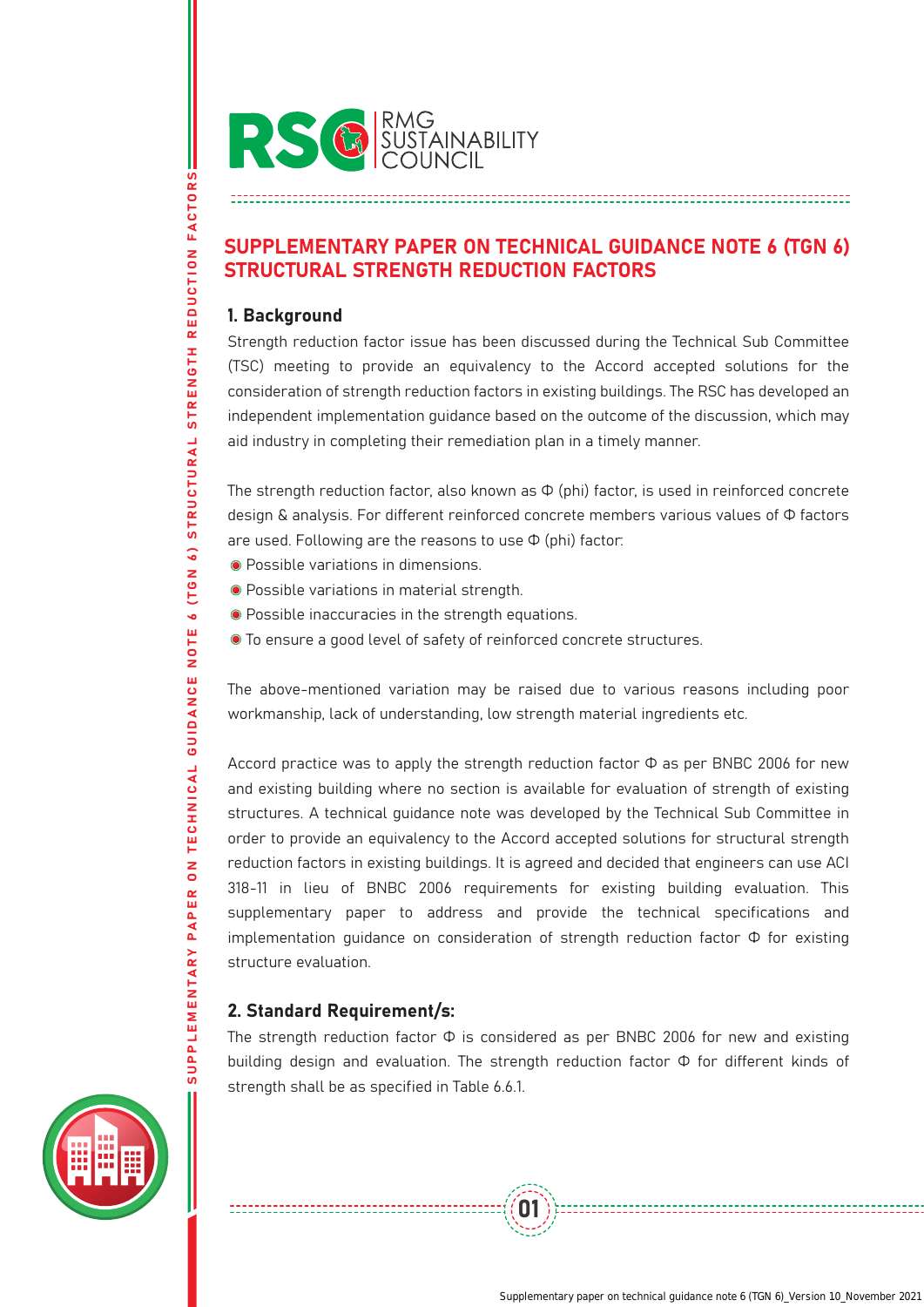# SUPPLEMENTARY PAPER ON TECHNICAL GUIDANCE NOTE 6 (TGN 6) STRUCTURAL STRENGTH REDUCTION FACTORS

## 1. Background

Strength reduction factor issue has been discussed during the Technical Sub Committee (TSC) meeting to provide an equivalency to the Accord accepted solutions for the consideration of strength reduction factors in existing buildings. The RSC has developed an independent implementation guidance based on the outcome of the discussion, which may aid industry in completing their remediation plan in a timely manner.

The strength reduction factor, also known as Φ (phi) factor, is used in reinforced concrete design & analysis. For different reinforced concrete members various values of Φ factors are used. Following are the reasons to use Φ (phi) factor:

- Possible variations in dimensions.
- Possible variations in material strength.
- Possible inaccuracies in the strength equations.
- To ensure a good level of safety of reinforced concrete structures.

The above-mentioned variation may be raised due to various reasons including poor workmanship, lack of understanding, low strength material ingredients etc.

Accord practice was to apply the strength reduction factor Φ as per BNBC 2006 for new and existing building where no section is available for evaluation of strength of existing structures. A technical guidance note was developed by the Technical Sub Committee in order to provide an equivalency to the Accord accepted solutions for structural strength reduction factors in existing buildings. It is agreed and decided that engineers can use ACI 318-11 in lieu of BNBC 2006 requirements for existing building evaluation. This supplementary paper to address and provide the technical specifications and implementation guidance on consideration of strength reduction factor Φ for existing structure evaluation.

## 2. Standard Requirement/s:

The strength reduction factor Φ is considered as per BNBC 2006 for new and existing building design and evaluation. The strength reduction factor Φ for different kinds of strength shall be as specified in Table 6.6.1.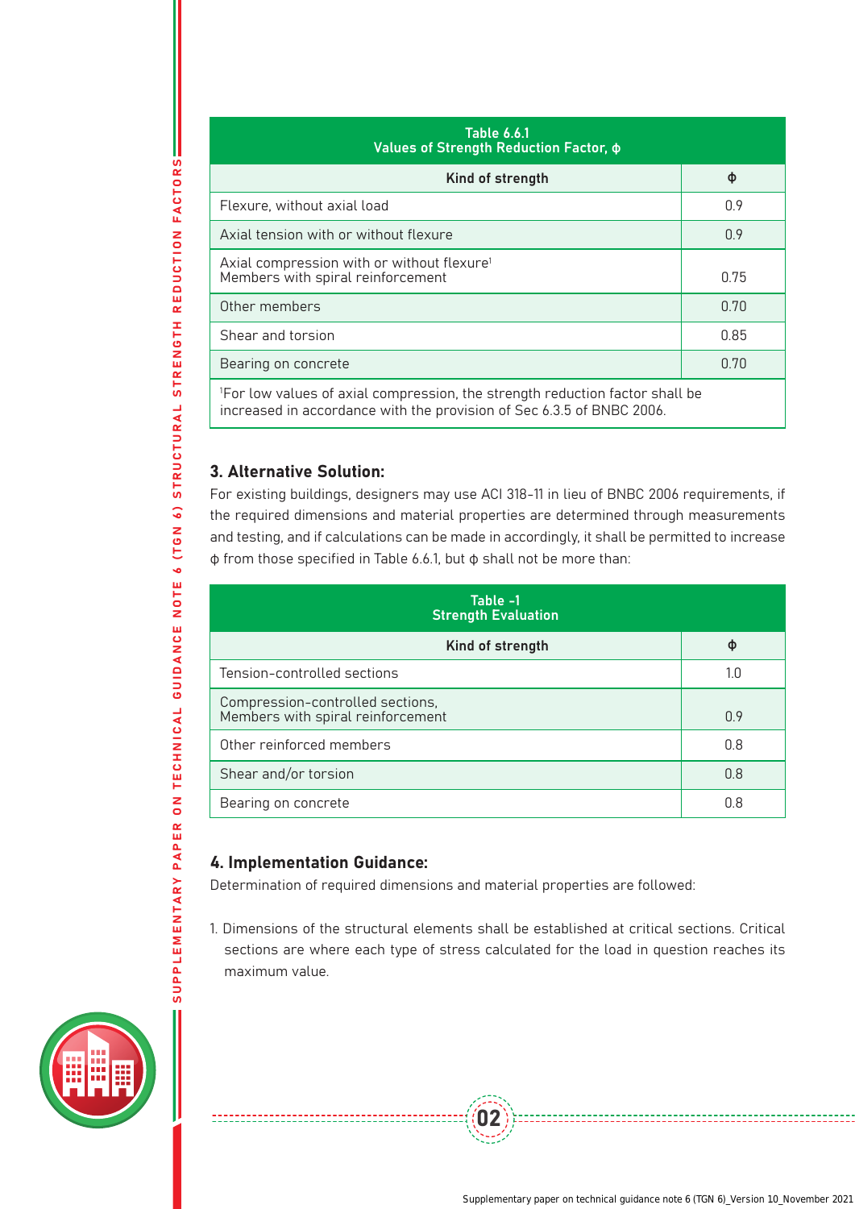| Table 6.6.1 Values of Strength Reduction Factor, ϕ | |
|---|---|
| **Kind of strength** | **ϕ** |
| Flexure, without axial load | 0.9 |
| Axial tension with or without flexure | 0.9 |
| Axial compression with or without flexure[1] Members with spiral reinforcement | 0.75 |
| Other members | 0.70 |
| Shear and torsion | 0.85 |
| Bearing on concrete | 0.70 |

[1]For low values of axial compression, the strength reduction factor shall be increased in accordance with the provision of Sec 6.3.5 of BNBC 2006.

### 3. Alternative Solution:

For existing buildings, designers may use ACI 318-11 in lieu of BNBC 2006 requirements, if the required dimensions and material properties are determined through measurements and testing, and if calculations can be made in accordingly, it shall be permitted to increase ϕ from those specified in Table 6.6.1, but ϕ shall not be more than:

| Table -1 Strength Evaluation | |
|---|---|
| **Kind of strength** | **ϕ** |
| Tension-controlled sections | 1.0 |
| Compression-controlled sections, Members with spiral reinforcement | 0.9 |
| Other reinforced members | 0.8 |
| Shear and/or torsion | 0.8 |
| Bearing on concrete | 0.8 |

### 4. Implementation Guidance:

Determination of required dimensions and material properties are followed:

1. Dimensions of the structural elements shall be established at critical sections. Critical sections are where each type of stress calculated for the load in question reaches its maximum value.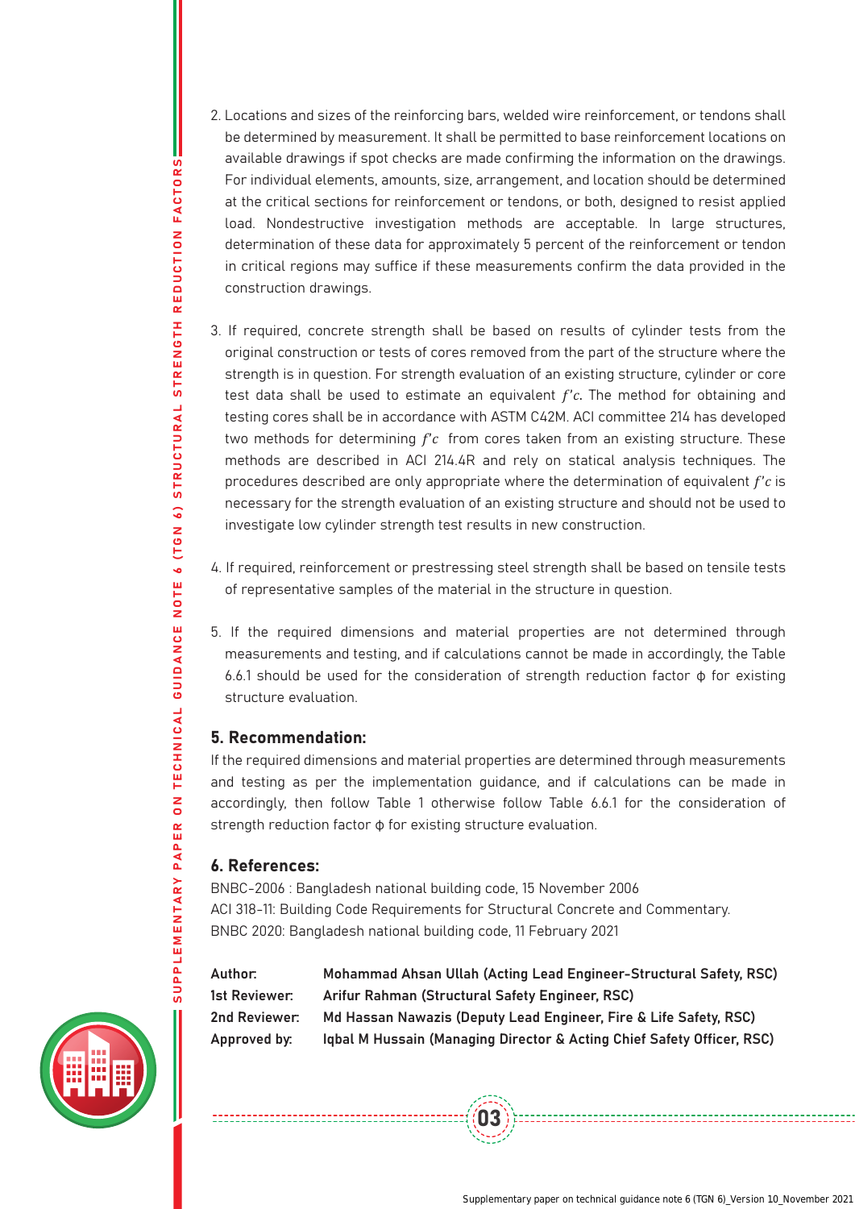2. Locations and sizes of the reinforcing bars, welded wire reinforcement, or tendons shall be determined by measurement. It shall be permitted to base reinforcement locations on available drawings if spot checks are made confirming the information on the drawings. For individual elements, amounts, size, arrangement, and location should be determined at the critical sections for reinforcement or tendons, or both, designed to resist applied load. Nondestructive investigation methods are acceptable. In large structures, determination of these data for approximately 5 percent of the reinforcement or tendon in critical regions may suffice if these measurements confirm the data provided in the construction drawings.

3. If required, concrete strength shall be based on results of cylinder tests from the original construction or tests of cores removed from the part of the structure where the strength is in question. For strength evaluation of an existing structure, cylinder or core test data shall be used to estimate an equivalent $f'c$. The method for obtaining and testing cores shall be in accordance with ASTM C42M. ACI committee 214 has developed two methods for determining $f'c$ from cores taken from an existing structure. These methods are described in ACI 214.4R and rely on statical analysis techniques. The procedures described are only appropriate where the determination of equivalent $f'c$ is necessary for the strength evaluation of an existing structure and should not be used to investigate low cylinder strength test results in new construction.

4. If required, reinforcement or prestressing steel strength shall be based on tensile tests of representative samples of the material in the structure in question.

5. If the required dimensions and material properties are not determined through measurements and testing, and if calculations cannot be made in accordingly, the Table 6.6.1 should be used for the consideration of strength reduction factor $\phi$ for existing structure evaluation.

## 5. Recommendation:

If the required dimensions and material properties are determined through measurements and testing as per the implementation guidance, and if calculations can be made in accordingly, then follow Table 1 otherwise follow Table 6.6.1 for the consideration of strength reduction factor $\phi$ for existing structure evaluation.

## 6. References:

BNBC-2006 : Bangladesh national building code, 15 November 2006

ACI 318-11: Building Code Requirements for Structural Concrete and Commentary.

BNBC 2020: Bangladesh national building code, 11 February 2021

| | |
|---|---|
| **Author:** | **Mohammad Ahsan Ullah (Acting Lead Engineer-Structural Safety, RSC)** |
| **1st Reviewer:** | **Arifur Rahman (Structural Safety Engineer, RSC)** |
| **2nd Reviewer:** | **Md Hassan Nawazis (Deputy Lead Engineer, Fire & Life Safety, RSC)** |
| **Approved by:** | **Iqbal M Hussain (Managing Director & Acting Chief Safety Officer, RSC)** |